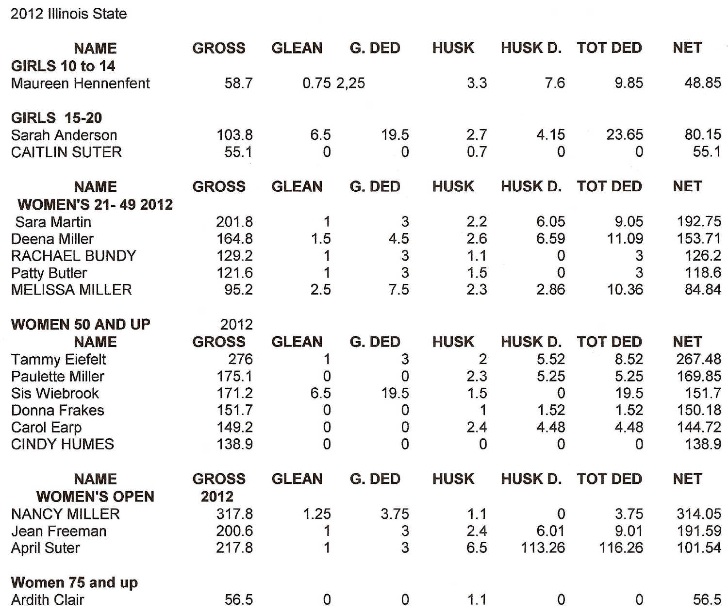2012 Illinois State

| NAME | GROSS | GLEAN | G. DED | HUSK | HUSK D. | TOT DED | NET |
|---|---|---|---|---|---|---|---|
| **GIRLS 10 to 14** | | | | | | | |
| Maureen Hennenfent | 58.7 | 0.75 | 2,25 | 3.3 | 7.6 | 9.85 | 48.85 |
| | | | | | | | |
| **GIRLS 15-20** | | | | | | | |
| Sarah Anderson | 103.8 | 6.5 | 19.5 | 2.7 | 4.15 | 23.65 | 80.15 |
| CAITLIN SUTER | 55.1 | 0 | 0 | 0.7 | 0 | 0 | 55.1 |

| NAME | GROSS | GLEAN | G. DED | HUSK | HUSK D. | TOT DED | NET |
|---|---|---|---|---|---|---|---|
| **WOMEN'S 21- 49 2012** | | | | | | | |
| Sara Martin | 201.8 | 1 | 3 | 2.2 | 6.05 | 9.05 | 192.75 |
| Deena Miller | 164.8 | 1.5 | 4.5 | 2.6 | 6.59 | 11.09 | 153.71 |
| RACHAEL BUNDY | 129.2 | 1 | 3 | 1.1 | 0 | 3 | 126.2 |
| Patty Butler | 121.6 | 1 | 3 | 1.5 | 0 | 3 | 118.6 |
| MELISSA MILLER | 95.2 | 2.5 | 7.5 | 2.3 | 2.86 | 10.36 | 84.84 |

**WOMEN 50 AND UP** 2012

| NAME | GROSS | GLEAN | G. DED | HUSK | HUSK D. | TOT DED | NET |
|---|---|---|---|---|---|---|---|
| Tammy Eiefelt | 276 | 1 | 3 | 2 | 5.52 | 8.52 | 267.48 |
| Paulette Miller | 175.1 | 0 | 0 | 2.3 | 5.25 | 5.25 | 169.85 |
| Sis Wiebrook | 171.2 | 6.5 | 19.5 | 1.5 | 0 | 19.5 | 151.7 |
| Donna Frakes | 151.7 | 0 | 0 | 1 | 1.52 | 1.52 | 150.18 |
| Carol Earp | 149.2 | 0 | 0 | 2.4 | 4.48 | 4.48 | 144.72 |
| CINDY HUMES | 138.9 | 0 | 0 | 0 | 0 | 0 | 138.9 |

| NAME | GROSS | GLEAN | G. DED | HUSK | HUSK D. | TOT DED | NET |
|---|---|---|---|---|---|---|---|
| **WOMEN'S OPEN** | **2012** | | | | | | |
| NANCY MILLER | 317.8 | 1.25 | 3.75 | 1.1 | 0 | 3.75 | 314.05 |
| Jean Freeman | 200.6 | 1 | 3 | 2.4 | 6.01 | 9.01 | 191.59 |
| April Suter | 217.8 | 1 | 3 | 6.5 | 113.26 | 116.26 | 101.54 |
| | | | | | | | |
| **Women 75 and up** | | | | | | | |
| Ardith Clair | 56.5 | 0 | 0 | 1.1 | 0 | 0 | 56.5 |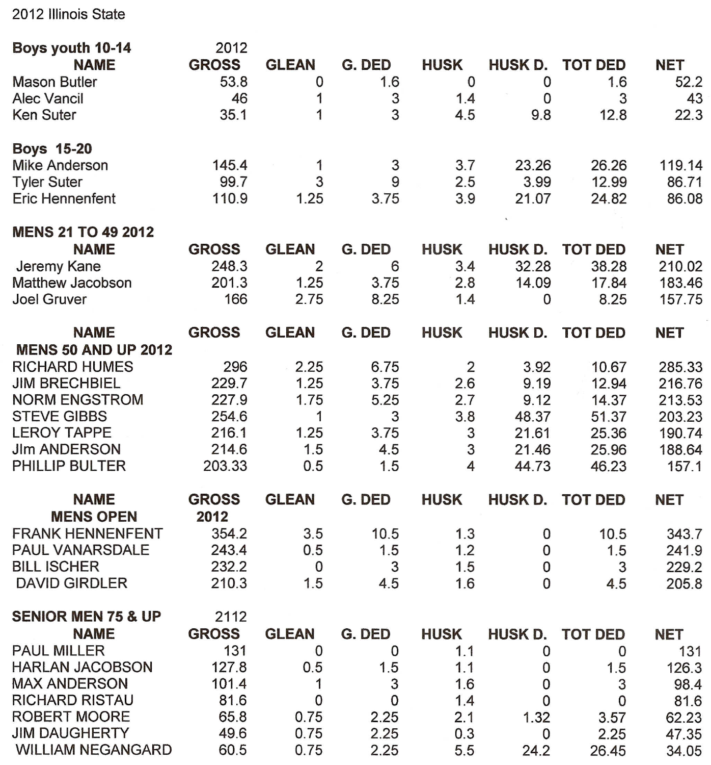2012 Illinois State

**Boys youth 10-14** 2012

| NAME | GROSS | GLEAN | G. DED | HUSK | HUSK D. | TOT DED | NET |
|---|---|---|---|---|---|---|---|
| Mason Butler | 53.8 | 0 | 1.6 | 0 | 0 | 1.6 | 52.2 |
| Alec Vancil | 46 | 1 | 3 | 1.4 | 0 | 3 | 43 |
| Ken Suter | 35.1 | 1 | 3 | 4.5 | 9.8 | 12.8 | 22.3 |

**Boys 15-20**

| NAME | GROSS | GLEAN | G. DED | HUSK | HUSK D. | TOT DED | NET |
|---|---|---|---|---|---|---|---|
| Mike Anderson | 145.4 | 1 | 3 | 3.7 | 23.26 | 26.26 | 119.14 |
| Tyler Suter | 99.7 | 3 | 9 | 2.5 | 3.99 | 12.99 | 86.71 |
| Eric Hennenfent | 110.9 | 1.25 | 3.75 | 3.9 | 21.07 | 24.82 | 86.08 |

**MENS 21 TO 49 2012**

| NAME | GROSS | GLEAN | G. DED | HUSK | HUSK D. | TOT DED | NET |
|---|---|---|---|---|---|---|---|
| Jeremy Kane | 248.3 | 2 | 6 | 3.4 | 32.28 | 38.28 | 210.02 |
| Matthew Jacobson | 201.3 | 1.25 | 3.75 | 2.8 | 14.09 | 17.84 | 183.46 |
| Joel Gruver | 166 | 2.75 | 8.25 | 1.4 | 0 | 8.25 | 157.75 |

**MENS 50 AND UP 2012**

| NAME | GROSS | GLEAN | G. DED | HUSK | HUSK D. | TOT DED | NET |
|---|---|---|---|---|---|---|---|
| RICHARD HUMES | 296 | 2.25 | 6.75 | 2 | 3.92 | 10.67 | 285.33 |
| JIM BRECHBIEL | 229.7 | 1.25 | 3.75 | 2.6 | 9.19 | 12.94 | 216.76 |
| NORM ENGSTROM | 227.9 | 1.75 | 5.25 | 2.7 | 9.12 | 14.37 | 213.53 |
| STEVE GIBBS | 254.6 | 1 | 3 | 3.8 | 48.37 | 51.37 | 203.23 |
| LEROY TAPPE | 216.1 | 1.25 | 3.75 | 3 | 21.61 | 25.36 | 190.74 |
| JIm ANDERSON | 214.6 | 1.5 | 4.5 | 3 | 21.46 | 25.96 | 188.64 |
| PHILLIP BULTER | 203.33 | 0.5 | 1.5 | 4 | 44.73 | 46.23 | 157.1 |

**MENS OPEN** 2012

| NAME | GROSS | GLEAN | G. DED | HUSK | HUSK D. | TOT DED | NET |
|---|---|---|---|---|---|---|---|
| FRANK HENNENFENT | 354.2 | 3.5 | 10.5 | 1.3 | 0 | 10.5 | 343.7 |
| PAUL VANARSDALE | 243.4 | 0.5 | 1.5 | 1.2 | 0 | 1.5 | 241.9 |
| BILL ISCHER | 232.2 | 0 | 3 | 1.5 | 0 | 3 | 229.2 |
| DAVID GIRDLER | 210.3 | 1.5 | 4.5 | 1.6 | 0 | 4.5 | 205.8 |

**SENIOR MEN 75 & UP** 2112

| NAME | GROSS | GLEAN | G. DED | HUSK | HUSK D. | TOT DED | NET |
|---|---|---|---|---|---|---|---|
| PAUL MILLER | 131 | 0 | 0 | 1.1 | 0 | 0 | 131 |
| HARLAN JACOBSON | 127.8 | 0.5 | 1.5 | 1.1 | 0 | 1.5 | 126.3 |
| MAX ANDERSON | 101.4 | 1 | 3 | 1.6 | 0 | 3 | 98.4 |
| RICHARD RISTAU | 81.6 | 0 | 0 | 1.4 | 0 | 0 | 81.6 |
| ROBERT MOORE | 65.8 | 0.75 | 2.25 | 2.1 | 1.32 | 3.57 | 62.23 |
| JIM DAUGHERTY | 49.6 | 0.75 | 2.25 | 0.3 | 0 | 2.25 | 47.35 |
| WILLIAM NEGANGARD | 60.5 | 0.75 | 2.25 | 5.5 | 24.2 | 26.45 | 34.05 |